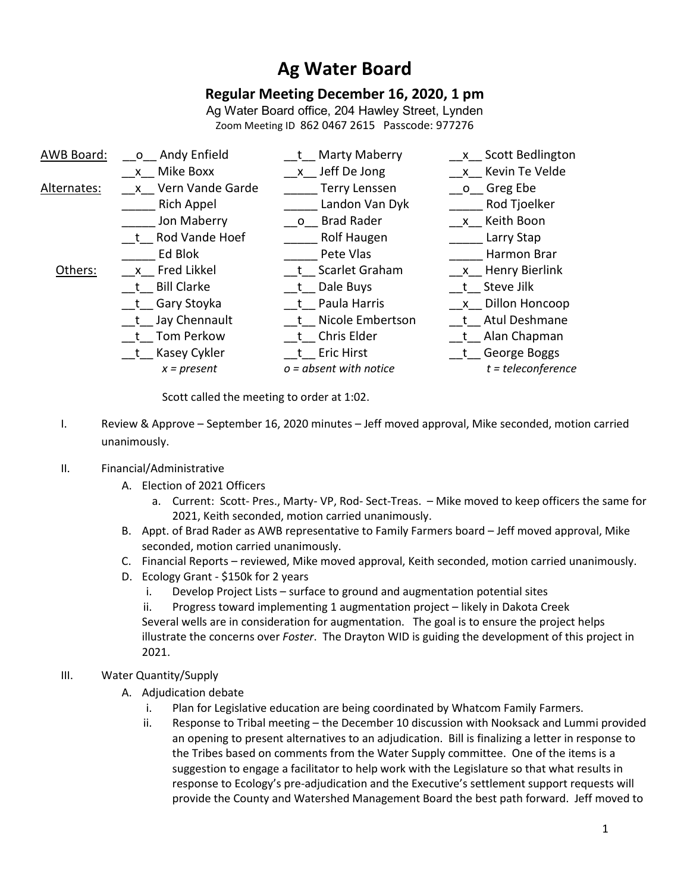# Ag Water Board

## Regular Meeting December 16, 2020, 1 pm

Ag Water Board office, 204 Hawley Street, Lynden

Zoom Meeting ID 862 0467 2615 Passcode: 977276

| | | | |
|---|---|---|---|
| AWB Board: | \_\_o\_\_ Andy Enfield | \_\_t\_\_ Marty Maberry | \_\_x\_\_ Scott Bedlington |
| | \_\_x\_\_ Mike Boxx | \_\_x\_\_ Jeff De Jong | \_\_x\_\_ Kevin Te Velde |
| Alternates: | \_\_x\_\_ Vern Vande Garde | \_\_\_\_\_ Terry Lenssen | \_\_o\_\_ Greg Ebe |
| | \_\_\_\_\_ Rich Appel | \_\_\_\_\_ Landon Van Dyk | \_\_\_\_\_ Rod Tjoelker |
| | \_\_\_\_\_ Jon Maberry | \_\_o\_\_ Brad Rader | \_\_x\_\_ Keith Boon |
| | \_\_t\_\_ Rod Vande Hoef | \_\_\_\_\_ Rolf Haugen | \_\_\_\_\_ Larry Stap |
| | \_\_\_\_\_ Ed Blok | \_\_\_\_\_ Pete Vlas | \_\_\_\_\_ Harmon Brar |
| Others: | \_\_x\_\_ Fred Likkel | \_\_t\_\_ Scarlet Graham | \_\_x\_\_ Henry Bierlink |
| | \_\_t\_\_ Bill Clarke | \_\_t\_\_ Dale Buys | \_\_t\_\_ Steve Jilk |
| | \_\_t\_\_ Gary Stoyka | \_\_t\_\_ Paula Harris | \_\_x\_\_ Dillon Honcoop |
| | \_\_t\_\_ Jay Chennault | \_\_t\_\_ Nicole Embertson | \_\_t\_\_ Atul Deshmane |
| | \_\_t\_\_ Tom Perkow | \_\_t\_\_ Chris Elder | \_\_t\_\_ Alan Chapman |
| | \_\_t\_\_ Kasey Cykler | \_\_t\_\_ Eric Hirst | \_\_t\_\_ George Boggs |
| | *x = present* | *o = absent with notice* | *t = teleconference* |

Scott called the meeting to order at 1:02.

I. Review & Approve – September 16, 2020 minutes – Jeff moved approval, Mike seconded, motion carried unanimously.

II. Financial/Administrative
   A. Election of 2021 Officers
      a. Current: Scott- Pres., Marty- VP, Rod- Sect-Treas. – Mike moved to keep officers the same for 2021, Keith seconded, motion carried unanimously.
   B. Appt. of Brad Rader as AWB representative to Family Farmers board – Jeff moved approval, Mike seconded, motion carried unanimously.
   C. Financial Reports – reviewed, Mike moved approval, Keith seconded, motion carried unanimously.
   D. Ecology Grant - $150k for 2 years
      i. Develop Project Lists – surface to ground and augmentation potential sites
      ii. Progress toward implementing 1 augmentation project – likely in Dakota Creek

      Several wells are in consideration for augmentation. The goal is to ensure the project helps illustrate the concerns over *Foster*. The Drayton WID is guiding the development of this project in 2021.

III. Water Quantity/Supply
   A. Adjudication debate
      i. Plan for Legislative education are being coordinated by Whatcom Family Farmers.
      ii. Response to Tribal meeting – the December 10 discussion with Nooksack and Lummi provided an opening to present alternatives to an adjudication. Bill is finalizing a letter in response to the Tribes based on comments from the Water Supply committee. One of the items is a suggestion to engage a facilitator to help work with the Legislature so that what results in response to Ecology's pre-adjudication and the Executive's settlement support requests will provide the County and Watershed Management Board the best path forward. Jeff moved to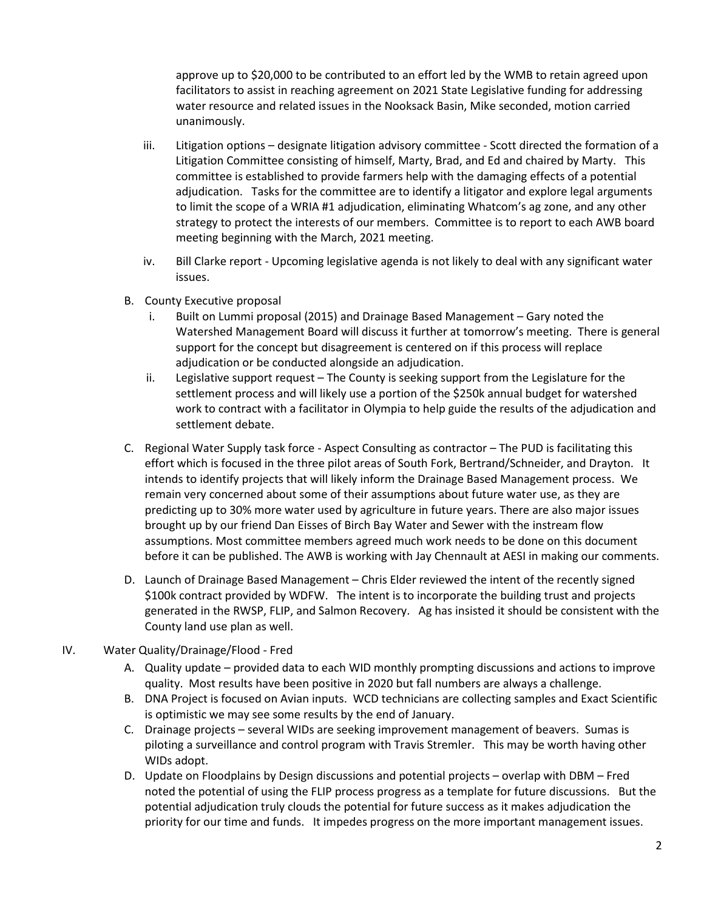approve up to $20,000 to be contributed to an effort led by the WMB to retain agreed upon facilitators to assist in reaching agreement on 2021 State Legislative funding for addressing water resource and related issues in the Nooksack Basin, Mike seconded, motion carried unanimously.

- iii. Litigation options – designate litigation advisory committee - Scott directed the formation of a Litigation Committee consisting of himself, Marty, Brad, and Ed and chaired by Marty. This committee is established to provide farmers help with the damaging effects of a potential adjudication. Tasks for the committee are to identify a litigator and explore legal arguments to limit the scope of a WRIA #1 adjudication, eliminating Whatcom's ag zone, and any other strategy to protect the interests of our members. Committee is to report to each AWB board meeting beginning with the March, 2021 meeting.
- iv. Bill Clarke report - Upcoming legislative agenda is not likely to deal with any significant water issues.

B. County Executive proposal

- i. Built on Lummi proposal (2015) and Drainage Based Management – Gary noted the Watershed Management Board will discuss it further at tomorrow's meeting. There is general support for the concept but disagreement is centered on if this process will replace adjudication or be conducted alongside an adjudication.
- ii. Legislative support request – The County is seeking support from the Legislature for the settlement process and will likely use a portion of the $250k annual budget for watershed work to contract with a facilitator in Olympia to help guide the results of the adjudication and settlement debate.

C. Regional Water Supply task force - Aspect Consulting as contractor – The PUD is facilitating this effort which is focused in the three pilot areas of South Fork, Bertrand/Schneider, and Drayton. It intends to identify projects that will likely inform the Drainage Based Management process. We remain very concerned about some of their assumptions about future water use, as they are predicting up to 30% more water used by agriculture in future years. There are also major issues brought up by our friend Dan Eisses of Birch Bay Water and Sewer with the instream flow assumptions. Most committee members agreed much work needs to be done on this document before it can be published. The AWB is working with Jay Chennault at AESI in making our comments.

D. Launch of Drainage Based Management – Chris Elder reviewed the intent of the recently signed $100k contract provided by WDFW. The intent is to incorporate the building trust and projects generated in the RWSP, FLIP, and Salmon Recovery. Ag has insisted it should be consistent with the County land use plan as well.

IV. Water Quality/Drainage/Flood - Fred

A. Quality update – provided data to each WID monthly prompting discussions and actions to improve quality. Most results have been positive in 2020 but fall numbers are always a challenge.

B. DNA Project is focused on Avian inputs. WCD technicians are collecting samples and Exact Scientific is optimistic we may see some results by the end of January.

C. Drainage projects – several WIDs are seeking improvement management of beavers. Sumas is piloting a surveillance and control program with Travis Stremler. This may be worth having other WIDs adopt.

D. Update on Floodplains by Design discussions and potential projects – overlap with DBM – Fred noted the potential of using the FLIP process progress as a template for future discussions. But the potential adjudication truly clouds the potential for future success as it makes adjudication the priority for our time and funds. It impedes progress on the more important management issues.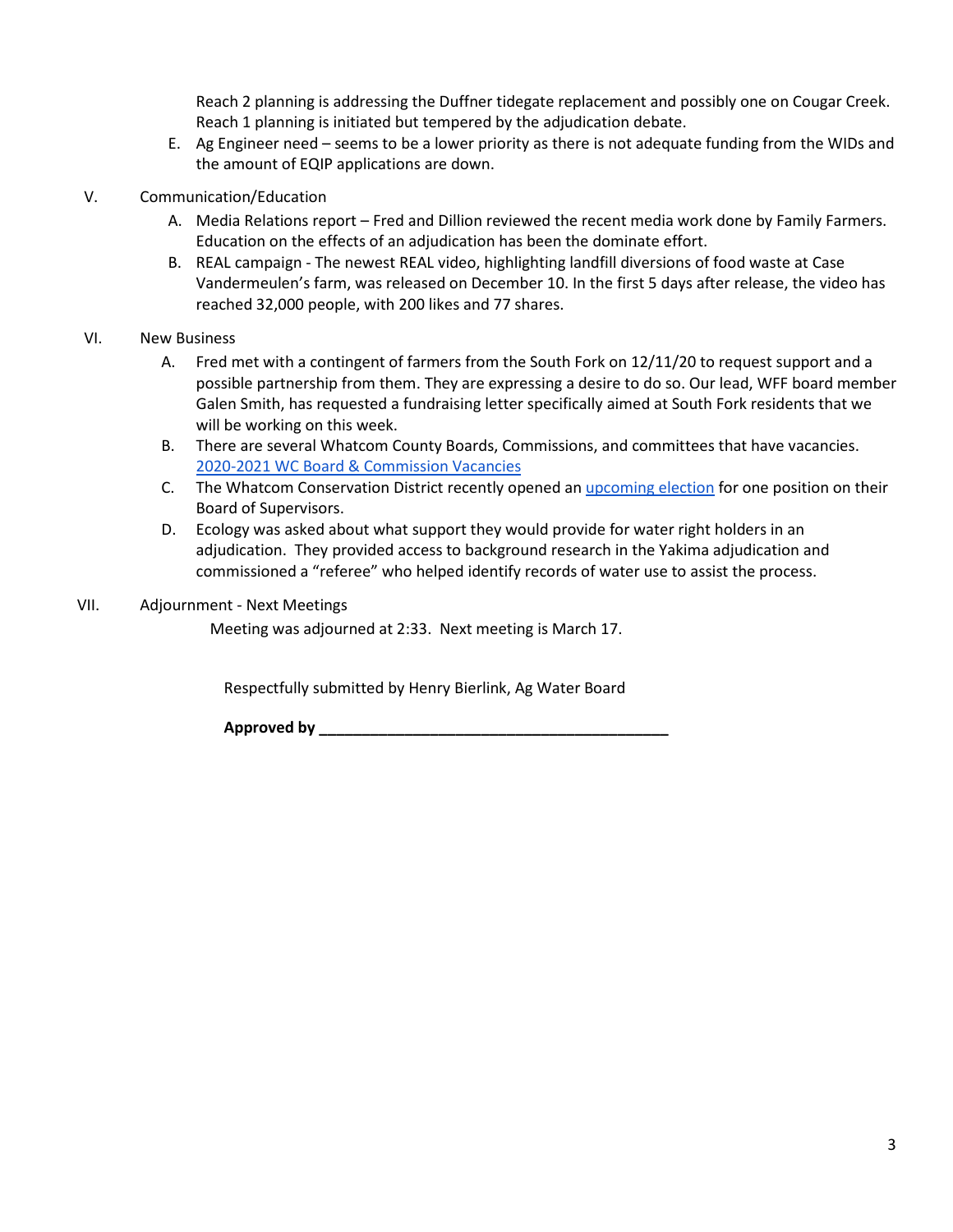Reach 2 planning is addressing the Duffner tidegate replacement and possibly one on Cougar Creek. Reach 1 planning is initiated but tempered by the adjudication debate.

E. Ag Engineer need – seems to be a lower priority as there is not adequate funding from the WIDs and the amount of EQIP applications are down.

V. Communication/Education

A. Media Relations report – Fred and Dillion reviewed the recent media work done by Family Farmers. Education on the effects of an adjudication has been the dominate effort.

B. REAL campaign - The newest REAL video, highlighting landfill diversions of food waste at Case Vandermeulen's farm, was released on December 10. In the first 5 days after release, the video has reached 32,000 people, with 200 likes and 77 shares.

VI. New Business

A. Fred met with a contingent of farmers from the South Fork on 12/11/20 to request support and a possible partnership from them. They are expressing a desire to do so. Our lead, WFF board member Galen Smith, has requested a fundraising letter specifically aimed at South Fork residents that we will be working on this week.

B. There are several Whatcom County Boards, Commissions, and committees that have vacancies. 2020-2021 WC Board & Commission Vacancies

C. The Whatcom Conservation District recently opened an upcoming election for one position on their Board of Supervisors.

D. Ecology was asked about what support they would provide for water right holders in an adjudication. They provided access to background research in the Yakima adjudication and commissioned a "referee" who helped identify records of water use to assist the process.

VII. Adjournment - Next Meetings

Meeting was adjourned at 2:33. Next meeting is March 17.

Respectfully submitted by Henry Bierlink, Ag Water Board

**Approved by \_\_\_\_\_\_\_\_\_\_\_\_\_\_\_\_\_\_\_\_\_\_\_\_\_\_\_\_\_\_\_\_\_\_\_\_\_\_\_\_\_\_**